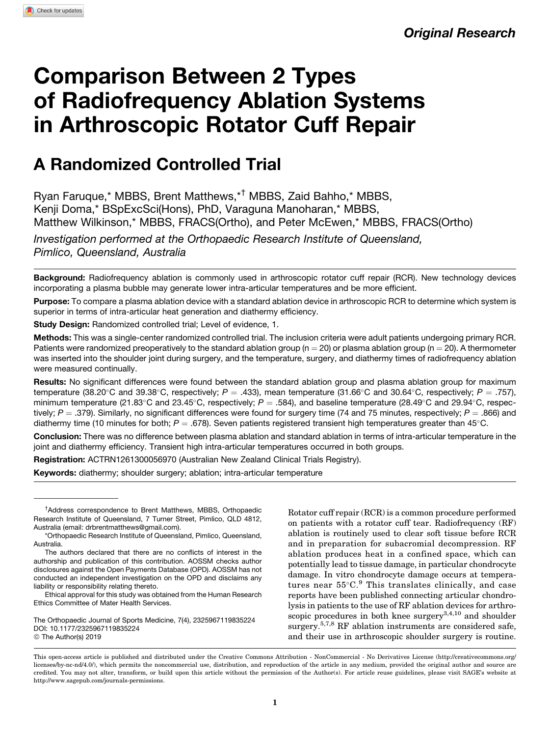*Original Research*

# Comparison Between 2 Types of Radiofrequency Ablation Systems in Arthroscopic Rotator Cuff Repair

## A Randomized Controlled Trial

Ryan Faruque,* MBBS, Brent Matthews,*† MBBS, Zaid Bahho,* MBBS, Kenji Doma,* BSpExcSci(Hons), PhD, Varaguna Manoharan,* MBBS, Matthew Wilkinson,* MBBS, FRACS(Ortho), and Peter McEwen,* MBBS, FRACS(Ortho)

*Investigation performed at the Orthopaedic Research Institute of Queensland, Pimlico, Queensland, Australia*

**Background:** Radiofrequency ablation is commonly used in arthroscopic rotator cuff repair (RCR). New technology devices incorporating a plasma bubble may generate lower intra-articular temperatures and be more efficient.

**Purpose:** To compare a plasma ablation device with a standard ablation device in arthroscopic RCR to determine which system is superior in terms of intra-articular heat generation and diathermy efficiency.

**Study Design:** Randomized controlled trial; Level of evidence, 1.

**Methods:** This was a single-center randomized controlled trial. The inclusion criteria were adult patients undergoing primary RCR. Patients were randomized preoperatively to the standard ablation group (n = 20) or plasma ablation group (n = 20). A thermometer was inserted into the shoulder joint during surgery, and the temperature, surgery, and diathermy times of radiofrequency ablation were measured continually.

**Results:** No significant differences were found between the standard ablation group and plasma ablation group for maximum temperature (38.20°C and 39.38°C, respectively; $P = .433$), mean temperature (31.66°C and 30.64°C, respectively; $P = .757$), minimum temperature (21.83°C and 23.45°C, respectively; $P = .584$), and baseline temperature (28.49°C and 29.94°C, respectively; $P = .379$). Similarly, no significant differences were found for surgery time (74 and 75 minutes, respectively; $P = .866$) and diathermy time (10 minutes for both; $P = .678$). Seven patients registered transient high temperatures greater than 45°C.

**Conclusion:** There was no difference between plasma ablation and standard ablation in terms of intra-articular temperature in the joint and diathermy efficiency. Transient high intra-articular temperatures occurred in both groups.

**Registration:** ACTRN1261300056970 (Australian New Zealand Clinical Trials Registry).

**Keywords:** diathermy; shoulder surgery; ablation; intra-articular temperature

Rotator cuff repair (RCR) is a common procedure performed on patients with a rotator cuff tear. Radiofrequency (RF) ablation is routinely used to clear soft tissue before RCR and in preparation for subacromial decompression. RF ablation produces heat in a confined space, which can potentially lead to tissue damage, in particular chondrocyte damage. In vitro chondrocyte damage occurs at temperatures near 55°C.[9] This translates clinically, and case reports have been published connecting articular chondrolysis in patients to the use of RF ablation devices for arthroscopic procedures in both knee surgery[3,4,10] and shoulder surgery.[5,7,8] RF ablation instruments are considered safe, and their use in arthroscopic shoulder surgery is routine.

†Address correspondence to Brent Matthews, MBBS, Orthopaedic Research Institute of Queensland, 7 Turner Street, Pimlico, QLD 4812, Australia (email: drbrentmatthews@gmail.com).

*Orthopaedic Research Institute of Queensland, Pimlico, Queensland, Australia.

The authors declared that there are no conflicts of interest in the authorship and publication of this contribution. AOSSM checks author disclosures against the Open Payments Database (OPD). AOSSM has not conducted an independent investigation on the OPD and disclaims any liability or responsibility relating thereto.

Ethical approval for this study was obtained from the Human Research Ethics Committee of Mater Health Services.

The Orthopaedic Journal of Sports Medicine, 7(4), 2325967119835224
DOI: 10.1177/2325967119835224
© The Author(s) 2019

This open-access article is published and distributed under the Creative Commons Attribution - NonCommercial - No Derivatives License (http://creativecommons.org/licenses/by-nc-nd/4.0/), which permits the noncommercial use, distribution, and reproduction of the article in any medium, provided the original author and source are credited. You may not alter, transform, or build upon this article without the permission of the Author(s). For article reuse guidelines, please visit SAGE's website at http://www.sagepub.com/journals-permissions.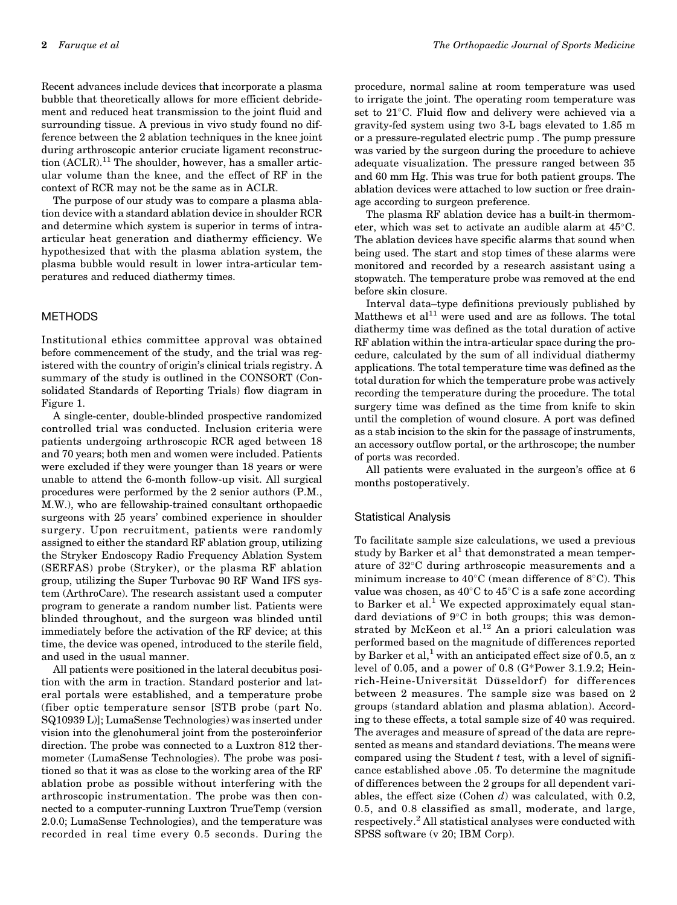Recent advances include devices that incorporate a plasma bubble that theoretically allows for more efficient debridement and reduced heat transmission to the joint fluid and surrounding tissue. A previous in vivo study found no difference between the 2 ablation techniques in the knee joint during arthroscopic anterior cruciate ligament reconstruction (ACLR).[11] The shoulder, however, has a smaller articular volume than the knee, and the effect of RF in the context of RCR may not be the same as in ACLR.

The purpose of our study was to compare a plasma ablation device with a standard ablation device in shoulder RCR and determine which system is superior in terms of intra-articular heat generation and diathermy efficiency. We hypothesized that with the plasma ablation system, the plasma bubble would result in lower intra-articular temperatures and reduced diathermy times.

## METHODS

Institutional ethics committee approval was obtained before commencement of the study, and the trial was registered with the country of origin's clinical trials registry. A summary of the study is outlined in the CONSORT (Consolidated Standards of Reporting Trials) flow diagram in Figure 1.

A single-center, double-blinded prospective randomized controlled trial was conducted. Inclusion criteria were patients undergoing arthroscopic RCR aged between 18 and 70 years; both men and women were included. Patients were excluded if they were younger than 18 years or were unable to attend the 6-month follow-up visit. All surgical procedures were performed by the 2 senior authors (P.M., M.W.), who are fellowship-trained consultant orthopaedic surgeons with 25 years' combined experience in shoulder surgery. Upon recruitment, patients were randomly assigned to either the standard RF ablation group, utilizing the Stryker Endoscopy Radio Frequency Ablation System (SERFAS) probe (Stryker), or the plasma RF ablation group, utilizing the Super Turbovac 90 RF Wand IFS system (ArthroCare). The research assistant used a computer program to generate a random number list. Patients were blinded throughout, and the surgeon was blinded until immediately before the activation of the RF device; at this time, the device was opened, introduced to the sterile field, and used in the usual manner.

All patients were positioned in the lateral decubitus position with the arm in traction. Standard posterior and lateral portals were established, and a temperature probe (fiber optic temperature sensor [STB probe (part No. SQ10939 L)]; LumaSense Technologies) was inserted under vision into the glenohumeral joint from the posteroinferior direction. The probe was connected to a Luxtron 812 thermometer (LumaSense Technologies). The probe was positioned so that it was as close to the working area of the RF ablation probe as possible without interfering with the arthroscopic instrumentation. The probe was then connected to a computer-running Luxtron TrueTemp (version 2.0.0; LumaSense Technologies), and the temperature was recorded in real time every 0.5 seconds. During the procedure, normal saline at room temperature was used to irrigate the joint. The operating room temperature was set to 21°C. Fluid flow and delivery were achieved via a gravity-fed system using two 3-L bags elevated to 1.85 m or a pressure-regulated electric pump . The pump pressure was varied by the surgeon during the procedure to achieve adequate visualization. The pressure ranged between 35 and 60 mm Hg. This was true for both patient groups. The ablation devices were attached to low suction or free drainage according to surgeon preference.

The plasma RF ablation device has a built-in thermometer, which was set to activate an audible alarm at 45°C. The ablation devices have specific alarms that sound when being used. The start and stop times of these alarms were monitored and recorded by a research assistant using a stopwatch. The temperature probe was removed at the end before skin closure.

Interval data–type definitions previously published by Matthews et al[11] were used and are as follows. The total diathermy time was defined as the total duration of active RF ablation within the intra-articular space during the procedure, calculated by the sum of all individual diathermy applications. The total temperature time was defined as the total duration for which the temperature probe was actively recording the temperature during the procedure. The total surgery time was defined as the time from knife to skin until the completion of wound closure. A port was defined as a stab incision to the skin for the passage of instruments, an accessory outflow portal, or the arthroscope; the number of ports was recorded.

All patients were evaluated in the surgeon's office at 6 months postoperatively.

### Statistical Analysis

To facilitate sample size calculations, we used a previous study by Barker et al[1] that demonstrated a mean temperature of 32°C during arthroscopic measurements and a minimum increase to 40°C (mean difference of 8°C). This value was chosen, as 40°C to 45°C is a safe zone according to Barker et al.[1] We expected approximately equal standard deviations of 9°C in both groups; this was demonstrated by McKeon et al.[12] An a priori calculation was performed based on the magnitude of differences reported by Barker et al,[1] with an anticipated effect size of 0.5, an $\alpha$ level of 0.05, and a power of 0.8 (G*Power 3.1.9.2; Heinrich-Heine-Universität Düsseldorf) for differences between 2 measures. The sample size was based on 2 groups (standard ablation and plasma ablation). According to these effects, a total sample size of 40 was required. The averages and measure of spread of the data are represented as means and standard deviations. The means were compared using the Student $t$ test, with a level of significance established above .05. To determine the magnitude of differences between the 2 groups for all dependent variables, the effect size (Cohen $d$) was calculated, with 0.2, 0.5, and 0.8 classified as small, moderate, and large, respectively.[2] All statistical analyses were conducted with SPSS software (v 20; IBM Corp).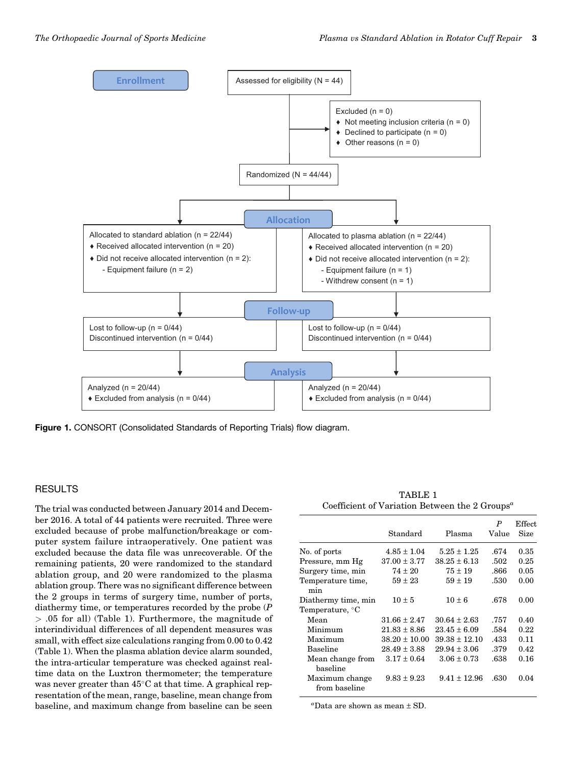**Enrollment**

Assessed for eligibility (N = 44)

Excluded (n = 0)
- ♦ Not meeting inclusion criteria (n = 0)
- ♦ Declined to participate (n = 0)
- ♦ Other reasons (n = 0)

Randomized (N = 44/44)

**Allocation**

Allocated to standard ablation (n = 22/44)
- ♦ Received allocated intervention (n = 20)
- ♦ Did not receive allocated intervention (n = 2):
  - Equipment failure (n = 2)

Allocated to plasma ablation (n = 22/44)
- ♦ Received allocated intervention (n = 20)
- ♦ Did not receive allocated intervention (n = 2):
  - Equipment failure (n = 1)
  - Withdrew consent (n = 1)

**Follow-up**

Lost to follow-up (n = 0/44)
Discontinued intervention (n = 0/44)

Lost to follow-up (n = 0/44)
Discontinued intervention (n = 0/44)

**Analysis**

Analyzed (n = 20/44)
- ♦ Excluded from analysis (n = 0/44)

Analyzed (n = 20/44)
- ♦ Excluded from analysis (n = 0/44)

**Figure 1.** CONSORT (Consolidated Standards of Reporting Trials) flow diagram.

## RESULTS

The trial was conducted between January 2014 and December 2016. A total of 44 patients were recruited. Three were excluded because of probe malfunction/breakage or computer system failure intraoperatively. One patient was excluded because the data file was unrecoverable. Of the remaining patients, 20 were randomized to the standard ablation group, and 20 were randomized to the plasma ablation group. There was no significant difference between the 2 groups in terms of surgery time, number of ports, diathermy time, or temperatures recorded by the probe ($P > .05$ for all) (Table 1). Furthermore, the magnitude of interindividual differences of all dependent measures was small, with effect size calculations ranging from 0.00 to 0.42 (Table 1). When the plasma ablation device alarm sounded, the intra-articular temperature was checked against real-time data on the Luxtron thermometer; the temperature was never greater than 45°C at that time. A graphical representation of the mean, range, baseline, mean change from baseline, and maximum change from baseline can be seen

TABLE 1
Coefficient of Variation Between the 2 Groups[a]

| | Standard | Plasma | *P* Value | Effect Size |
|---|---|---|---|---|
| No. of ports | 4.85 ± 1.04 | 5.25 ± 1.25 | .674 | 0.35 |
| Pressure, mm Hg | 37.00 ± 3.77 | 38.25 ± 6.13 | .502 | 0.25 |
| Surgery time, min | 74 ± 20 | 75 ± 19 | .866 | 0.05 |
| Temperature time, min | 59 ± 23 | 59 ± 19 | .530 | 0.00 |
| Diathermy time, min | 10 ± 5 | 10 ± 6 | .678 | 0.00 |
| Temperature, °C | | | | |
| Mean | 31.66 ± 2.47 | 30.64 ± 2.63 | .757 | 0.40 |
| Minimum | 21.83 ± 8.86 | 23.45 ± 6.09 | .584 | 0.22 |
| Maximum | 38.20 ± 10.00 | 39.38 ± 12.10 | .433 | 0.11 |
| Baseline | 28.49 ± 3.88 | 29.94 ± 3.06 | .379 | 0.42 |
| Mean change from baseline | 3.17 ± 0.64 | 3.06 ± 0.73 | .638 | 0.16 |
| Maximum change from baseline | 9.83 ± 9.23 | 9.41 ± 12.96 | .630 | 0.04 |

[a]Data are shown as mean ± SD.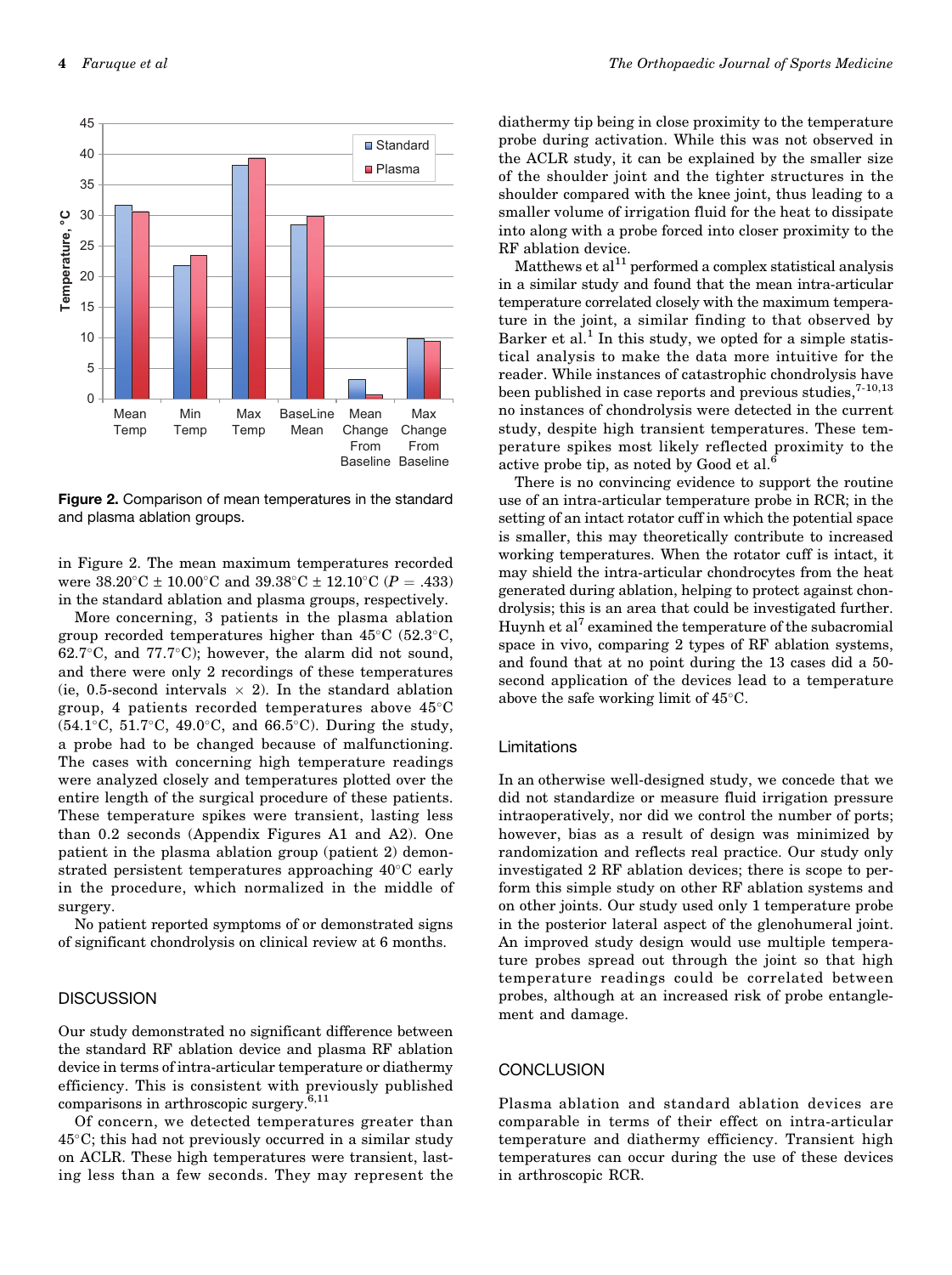Figure 2. Comparison of mean temperatures in the standard and plasma ablation groups.

in Figure 2. The mean maximum temperatures recorded were 38.20°C ± 10.00°C and 39.38°C ± 12.10°C ($P$ = .433) in the standard ablation and plasma groups, respectively.

More concerning, 3 patients in the plasma ablation group recorded temperatures higher than 45°C (52.3°C, 62.7°C, and 77.7°C); however, the alarm did not sound, and there were only 2 recordings of these temperatures (ie, 0.5-second intervals × 2). In the standard ablation group, 4 patients recorded temperatures above 45°C (54.1°C, 51.7°C, 49.0°C, and 66.5°C). During the study, a probe had to be changed because of malfunctioning. The cases with concerning high temperature readings were analyzed closely and temperatures plotted over the entire length of the surgical procedure of these patients. These temperature spikes were transient, lasting less than 0.2 seconds (Appendix Figures A1 and A2). One patient in the plasma ablation group (patient 2) demonstrated persistent temperatures approaching 40°C early in the procedure, which normalized in the middle of surgery.

No patient reported symptoms of or demonstrated signs of significant chondrolysis on clinical review at 6 months.

## DISCUSSION

Our study demonstrated no significant difference between the standard RF ablation device and plasma RF ablation device in terms of intra-articular temperature or diathermy efficiency. This is consistent with previously published comparisons in arthroscopic surgery.[6,11]

Of concern, we detected temperatures greater than 45°C; this had not previously occurred in a similar study on ACLR. These high temperatures were transient, lasting less than a few seconds. They may represent the diathermy tip being in close proximity to the temperature probe during activation. While this was not observed in the ACLR study, it can be explained by the smaller size of the shoulder joint and the tighter structures in the shoulder compared with the knee joint, thus leading to a smaller volume of irrigation fluid for the heat to dissipate into along with a probe forced into closer proximity to the RF ablation device.

Matthews et al[11] performed a complex statistical analysis in a similar study and found that the mean intra-articular temperature correlated closely with the maximum temperature in the joint, a similar finding to that observed by Barker et al.[1] In this study, we opted for a simple statistical analysis to make the data more intuitive for the reader. While instances of catastrophic chondrolysis have been published in case reports and previous studies,[7-10,13] no instances of chondrolysis were detected in the current study, despite high transient temperatures. These temperature spikes most likely reflected proximity to the active probe tip, as noted by Good et al.[6]

There is no convincing evidence to support the routine use of an intra-articular temperature probe in RCR; in the setting of an intact rotator cuff in which the potential space is smaller, this may theoretically contribute to increased working temperatures. When the rotator cuff is intact, it may shield the intra-articular chondrocytes from the heat generated during ablation, helping to protect against chondrolysis; this is an area that could be investigated further. Huynh et al[7] examined the temperature of the subacromial space in vivo, comparing 2 types of RF ablation systems, and found that at no point during the 13 cases did a 50-second application of the devices lead to a temperature above the safe working limit of 45°C.

### Limitations

In an otherwise well-designed study, we concede that we did not standardize or measure fluid irrigation pressure intraoperatively, nor did we control the number of ports; however, bias as a result of design was minimized by randomization and reflects real practice. Our study only investigated 2 RF ablation devices; there is scope to perform this simple study on other RF ablation systems and on other joints. Our study used only 1 temperature probe in the posterior lateral aspect of the glenohumeral joint. An improved study design would use multiple temperature probes spread out through the joint so that high temperature readings could be correlated between probes, although at an increased risk of probe entanglement and damage.

## CONCLUSION

Plasma ablation and standard ablation devices are comparable in terms of their effect on intra-articular temperature and diathermy efficiency. Transient high temperatures can occur during the use of these devices in arthroscopic RCR.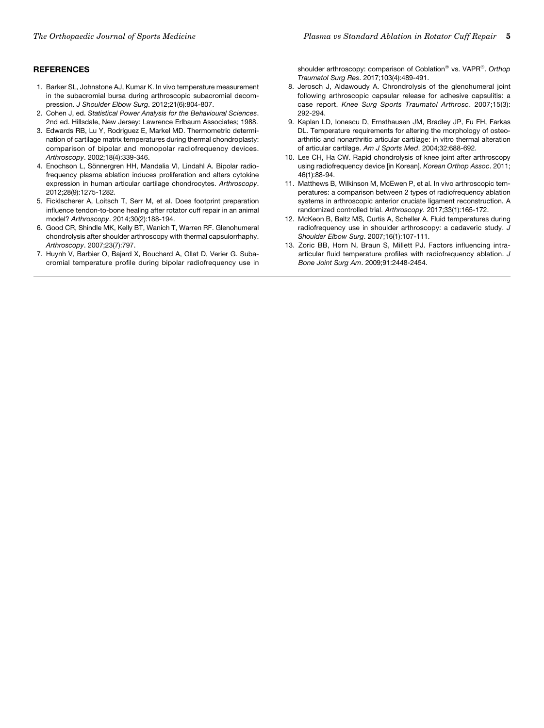## REFERENCES

1. Barker SL, Johnstone AJ, Kumar K. In vivo temperature measurement in the subacromial bursa during arthroscopic subacromial decompression. *J Shoulder Elbow Surg*. 2012;21(6):804-807.
2. Cohen J, ed. *Statistical Power Analysis for the Behavioural Sciences*. 2nd ed. Hillsdale, New Jersey: Lawrence Erlbaum Associates; 1988.
3. Edwards RB, Lu Y, Rodriguez E, Markel MD. Thermometric determination of cartilage matrix temperatures during thermal chondroplasty: comparison of bipolar and monopolar radiofrequency devices. *Arthroscopy*. 2002;18(4):339-346.
4. Enochson L, Sönnergren HH, Mandalia VI, Lindahl A. Bipolar radiofrequency plasma ablation induces proliferation and alters cytokine expression in human articular cartilage chondrocytes. *Arthroscopy*. 2012;28(9):1275-1282.
5. Ficklscherer A, Loitsch T, Serr M, et al. Does footprint preparation influence tendon-to-bone healing after rotator cuff repair in an animal model? *Arthroscopy*. 2014;30(2):188-194.
6. Good CR, Shindle MK, Kelly BT, Wanich T, Warren RF. Glenohumeral chondrolysis after shoulder arthroscopy with thermal capsulorrhaphy. *Arthroscopy*. 2007;23(7):797.
7. Huynh V, Barbier O, Bajard X, Bouchard A, Ollat D, Verier G. Subacromial temperature profile during bipolar radiofrequency use in shoulder arthroscopy: comparison of Coblation® vs. VAPR®. *Orthop Traumatol Surg Res*. 2017;103(4):489-491.
8. Jerosch J, Aldawoudy A. Chrondrolysis of the glenohumeral joint following arthroscopic capsular release for adhesive capsulitis: a case report. *Knee Surg Sports Traumatol Arthrosc*. 2007;15(3): 292-294.
9. Kaplan LD, Ionescu D, Ernsthausen JM, Bradley JP, Fu FH, Farkas DL. Temperature requirements for altering the morphology of osteoarthritic and nonarthritic articular cartilage: in vitro thermal alteration of articular cartilage. *Am J Sports Med*. 2004;32:688-692.
10. Lee CH, Ha CW. Rapid chondrolysis of knee joint after arthroscopy using radiofrequency device [in Korean]. *Korean Orthop Assoc*. 2011; 46(1):88-94.
11. Matthews B, Wilkinson M, McEwen P, et al. In vivo arthroscopic temperatures: a comparison between 2 types of radiofrequency ablation systems in arthroscopic anterior cruciate ligament reconstruction. A randomized controlled trial. *Arthroscopy*. 2017;33(1):165-172.
12. McKeon B, Baltz MS, Curtis A, Scheller A. Fluid temperatures during radiofrequency use in shoulder arthroscopy: a cadaveric study. *J Shoulder Elbow Surg*. 2007;16(1):107-111.
13. Zoric BB, Horn N, Braun S, Millett PJ. Factors influencing intra-articular fluid temperature profiles with radiofrequency ablation. *J Bone Joint Surg Am*. 2009;91:2448-2454.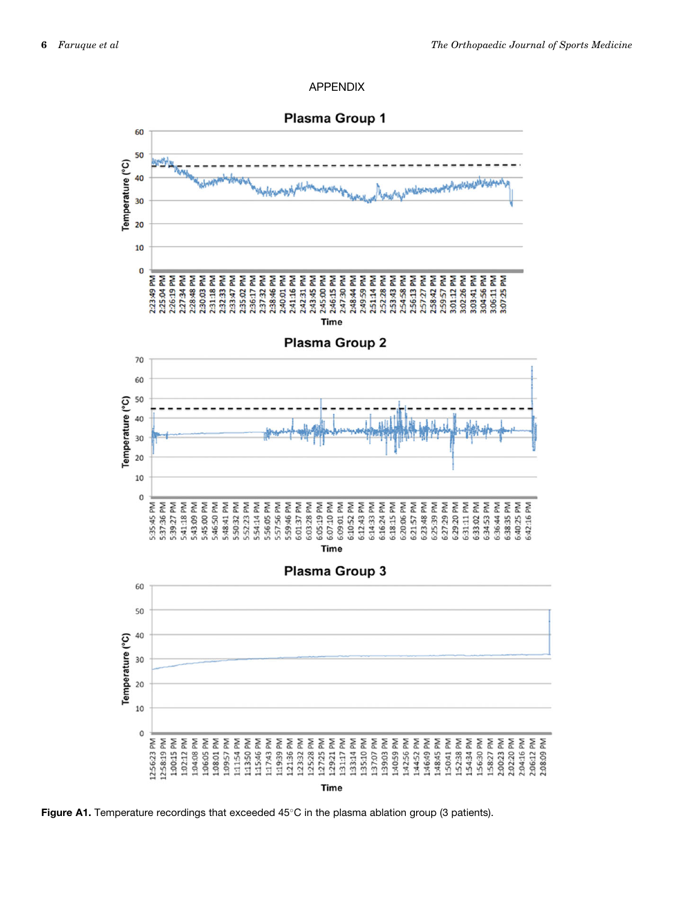## APPENDIX

**Figure A1.** Temperature recordings that exceeded 45°C in the plasma ablation group (3 patients).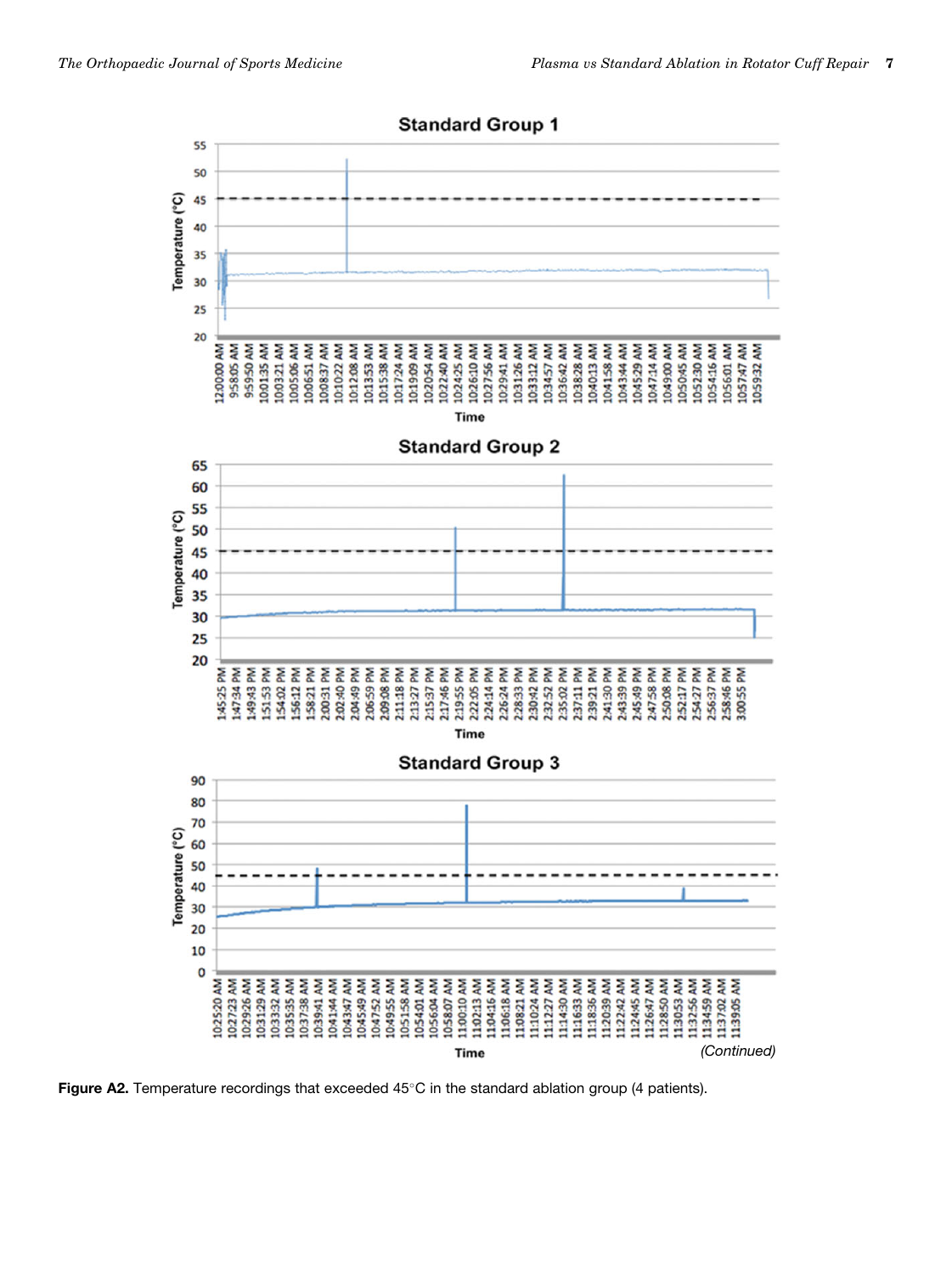Figure A2. Temperature recordings that exceeded 45°C in the standard ablation group (4 patients).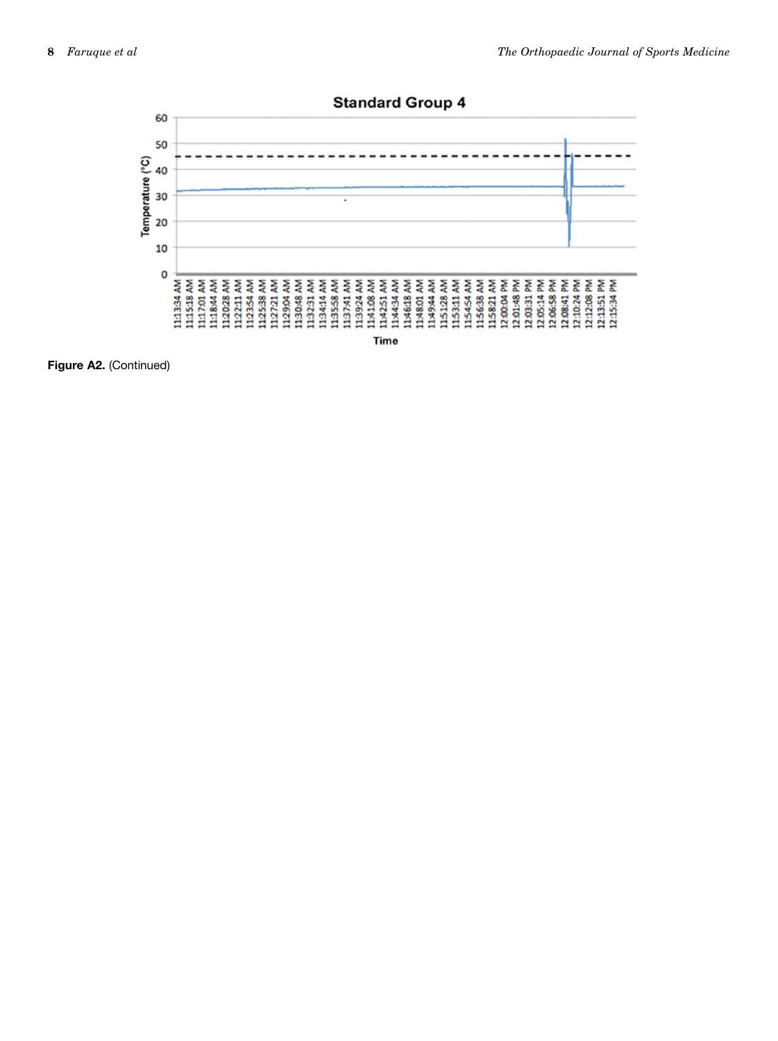Standard Group 4

Temperature (°C)

60
50
40
30
20
10
0

11:13:34 AM
11:15:18 AM
11:17:01 AM
11:18:44 AM
11:20:28 AM
11:22:11 AM
11:23:54 AM
11:25:38 AM
11:27:21 AM
11:29:04 AM
11:30:48 AM
11:32:31 AM
11:34:14 AM
11:35:58 AM
11:37:41 AM
11:39:24 AM
11:41:08 AM
11:42:51 AM
11:44:34 AM
11:46:18 AM
11:48:01 AM
11:49:44 AM
11:51:28 AM
11:53:11 AM
11:54:54 AM
11:56:38 AM
11:58:21 AM
12:00:04 PM
12:01:48 PM
12:03:31 PM
12:05:14 PM
12:06:58 PM
12:08:41 PM
12:10:24 PM
12:12:08 PM
12:13:51 PM
12:15:34 PM

Time

**Figure A2.** (Continued)